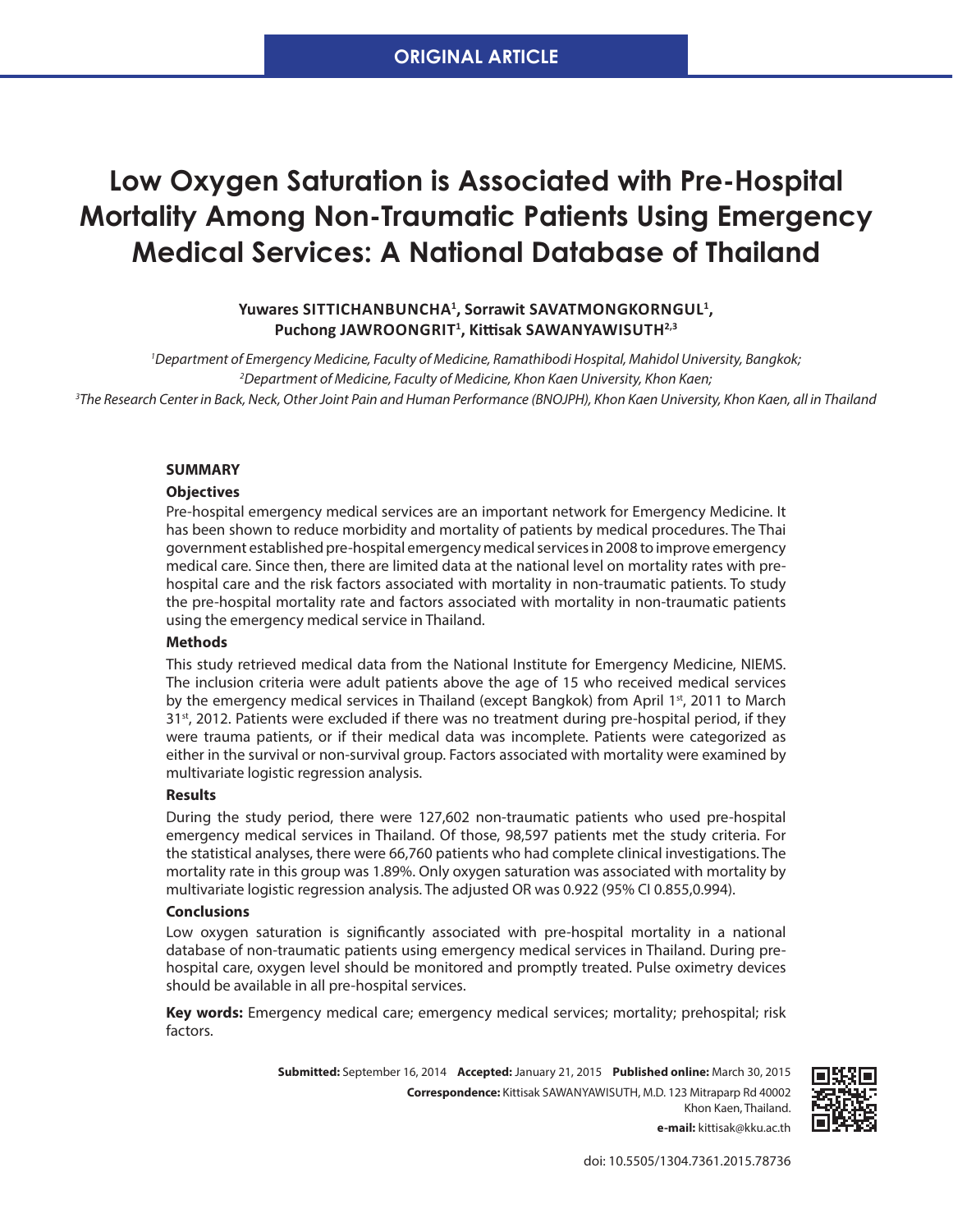ORIGINAL ARTICLE

# Low Oxygen Saturation is Associated with Pre-Hospital Mortality Among Non-Traumatic Patients Using Emergency Medical Services: A National Database of Thailand

**Yuwares SITTICHANBUNCHA[1], Sorrawit SAVATMONGKORNGUL[1], Puchong JAWROONGRIT[1], Kittisak SAWANYAWISUTH[2,3]**

*[1]Department of Emergency Medicine, Faculty of Medicine, Ramathibodi Hospital, Mahidol University, Bangkok;*
*[2]Department of Medicine, Faculty of Medicine, Khon Kaen University, Khon Kaen;*
*[3]The Research Center in Back, Neck, Other Joint Pain and Human Performance (BNOJPH), Khon Kaen University, Khon Kaen, all in Thailand*

## SUMMARY

### Objectives

Pre-hospital emergency medical services are an important network for Emergency Medicine. It has been shown to reduce morbidity and mortality of patients by medical procedures. The Thai government established pre-hospital emergency medical services in 2008 to improve emergency medical care. Since then, there are limited data at the national level on mortality rates with pre-hospital care and the risk factors associated with mortality in non-traumatic patients. To study the pre-hospital mortality rate and factors associated with mortality in non-traumatic patients using the emergency medical service in Thailand.

### Methods

This study retrieved medical data from the National Institute for Emergency Medicine, NIEMS. The inclusion criteria were adult patients above the age of 15 who received medical services by the emergency medical services in Thailand (except Bangkok) from April 1st, 2011 to March 31st, 2012. Patients were excluded if there was no treatment during pre-hospital period, if they were trauma patients, or if their medical data was incomplete. Patients were categorized as either in the survival or non-survival group. Factors associated with mortality were examined by multivariate logistic regression analysis.

### Results

During the study period, there were 127,602 non-traumatic patients who used pre-hospital emergency medical services in Thailand. Of those, 98,597 patients met the study criteria. For the statistical analyses, there were 66,760 patients who had complete clinical investigations. The mortality rate in this group was 1.89%. Only oxygen saturation was associated with mortality by multivariate logistic regression analysis. The adjusted OR was 0.922 (95% CI 0.855,0.994).

### Conclusions

Low oxygen saturation is significantly associated with pre-hospital mortality in a national database of non-traumatic patients using emergency medical services in Thailand. During pre-hospital care, oxygen level should be monitored and promptly treated. Pulse oximetry devices should be available in all pre-hospital services.

**Key words:** Emergency medical care; emergency medical services; mortality; prehospital; risk factors.

**Submitted:** September 16, 2014 **Accepted:** January 21, 2015 **Published online:** March 30, 2015
**Correspondence:** Kittisak SAWANYAWISUTH, M.D. 123 Mitraparp Rd 40002 Khon Kaen, Thailand.
**e-mail:** kittisak@kku.ac.th

doi: 10.5505/1304.7361.2015.78736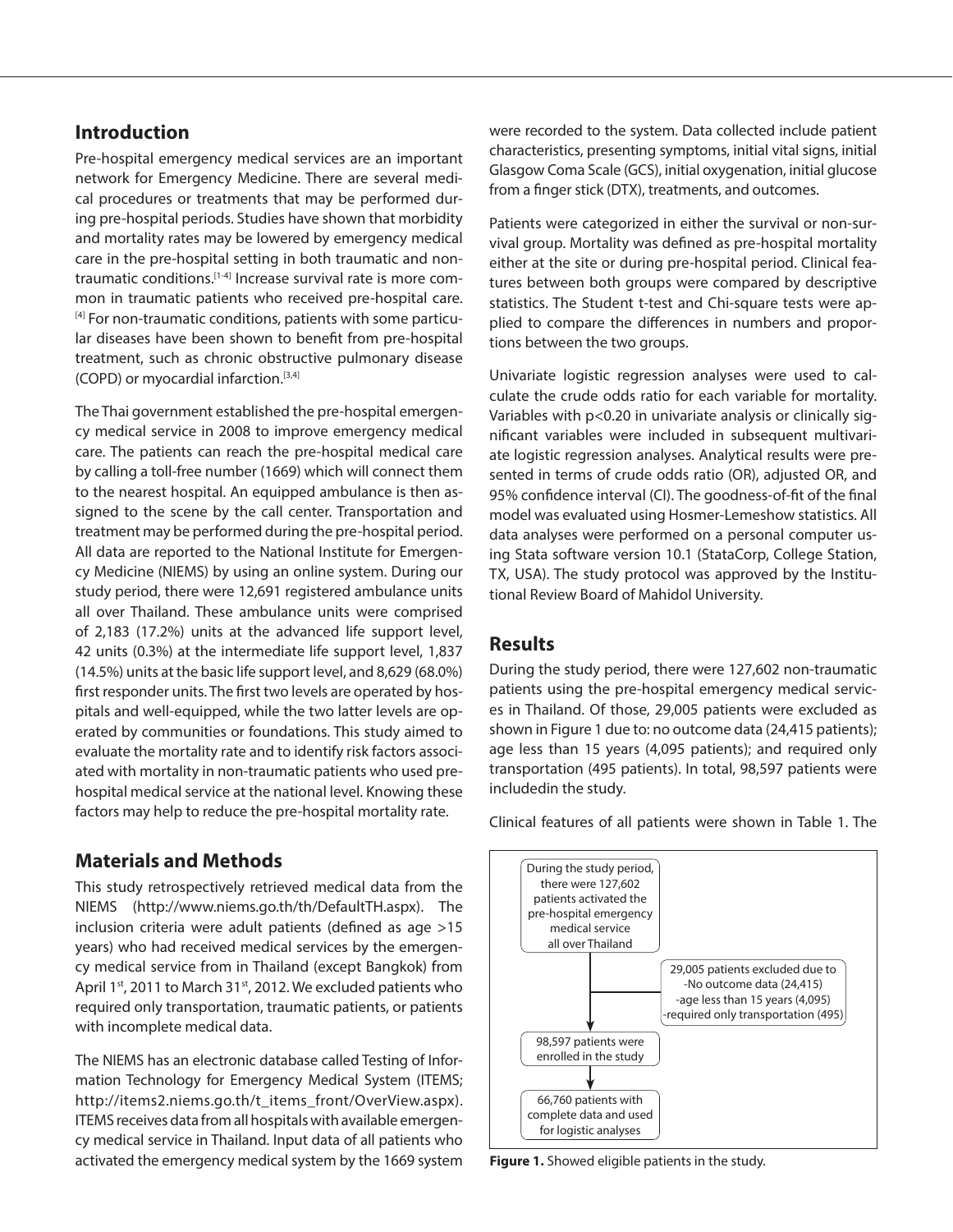## Introduction

Pre-hospital emergency medical services are an important network for Emergency Medicine. There are several medical procedures or treatments that may be performed during pre-hospital periods. Studies have shown that morbidity and mortality rates may be lowered by emergency medical care in the pre-hospital setting in both traumatic and non-traumatic conditions.[1-4] Increase survival rate is more common in traumatic patients who received pre-hospital care.[4] For non-traumatic conditions, patients with some particular diseases have been shown to benefit from pre-hospital treatment, such as chronic obstructive pulmonary disease (COPD) or myocardial infarction.[3,4]

The Thai government established the pre-hospital emergency medical service in 2008 to improve emergency medical care. The patients can reach the pre-hospital medical care by calling a toll-free number (1669) which will connect them to the nearest hospital. An equipped ambulance is then assigned to the scene by the call center. Transportation and treatment may be performed during the pre-hospital period. All data are reported to the National Institute for Emergency Medicine (NIEMS) by using an online system. During our study period, there were 12,691 registered ambulance units all over Thailand. These ambulance units were comprised of 2,183 (17.2%) units at the advanced life support level, 42 units (0.3%) at the intermediate life support level, 1,837 (14.5%) units at the basic life support level, and 8,629 (68.0%) first responder units. The first two levels are operated by hospitals and well-equipped, while the two latter levels are operated by communities or foundations. This study aimed to evaluate the mortality rate and to identify risk factors associated with mortality in non-traumatic patients who used pre-hospital medical service at the national level. Knowing these factors may help to reduce the pre-hospital mortality rate.

## Materials and Methods

This study retrospectively retrieved medical data from the NIEMS (http://www.niems.go.th/th/DefaultTH.aspx). The inclusion criteria were adult patients (defined as age >15 years) who had received medical services by the emergency medical service from in Thailand (except Bangkok) from April 1st, 2011 to March 31st, 2012. We excluded patients who required only transportation, traumatic patients, or patients with incomplete medical data.

The NIEMS has an electronic database called Testing of Information Technology for Emergency Medical System (ITEMS; http://items2.niems.go.th/t_items_front/OverView.aspx). ITEMS receives data from all hospitals with available emergency medical service in Thailand. Input data of all patients who activated the emergency medical system by the 1669 system were recorded to the system. Data collected include patient characteristics, presenting symptoms, initial vital signs, initial Glasgow Coma Scale (GCS), initial oxygenation, initial glucose from a finger stick (DTX), treatments, and outcomes.

Patients were categorized in either the survival or non-survival group. Mortality was defined as pre-hospital mortality either at the site or during pre-hospital period. Clinical features between both groups were compared by descriptive statistics. The Student t-test and Chi-square tests were applied to compare the differences in numbers and proportions between the two groups.

Univariate logistic regression analyses were used to calculate the crude odds ratio for each variable for mortality. Variables with $p<0.20$ in univariate analysis or clinically significant variables were included in subsequent multivariate logistic regression analyses. Analytical results were presented in terms of crude odds ratio (OR), adjusted OR, and 95% confidence interval (CI). The goodness-of-fit of the final model was evaluated using Hosmer-Lemeshow statistics. All data analyses were performed on a personal computer using Stata software version 10.1 (StataCorp, College Station, TX, USA). The study protocol was approved by the Institutional Review Board of Mahidol University.

## Results

During the study period, there were 127,602 non-traumatic patients using the pre-hospital emergency medical services in Thailand. Of those, 29,005 patients were excluded as shown in Figure 1 due to: no outcome data (24,415 patients); age less than 15 years (4,095 patients); and required only transportation (495 patients). In total, 98,597 patients were includedin the study.

Clinical features of all patients were shown in Table 1. The

During the study period, there were 127,602 patients activated the pre-hospital emergency medical service all over Thailand

29,005 patients excluded due to
-No outcome data (24,415)
-age less than 15 years (4,095)
-required only transportation (495)

98,597 patients were enrolled in the study

66,760 patients with complete data and used for logistic analyses

**Figure 1.** Showed eligible patients in the study.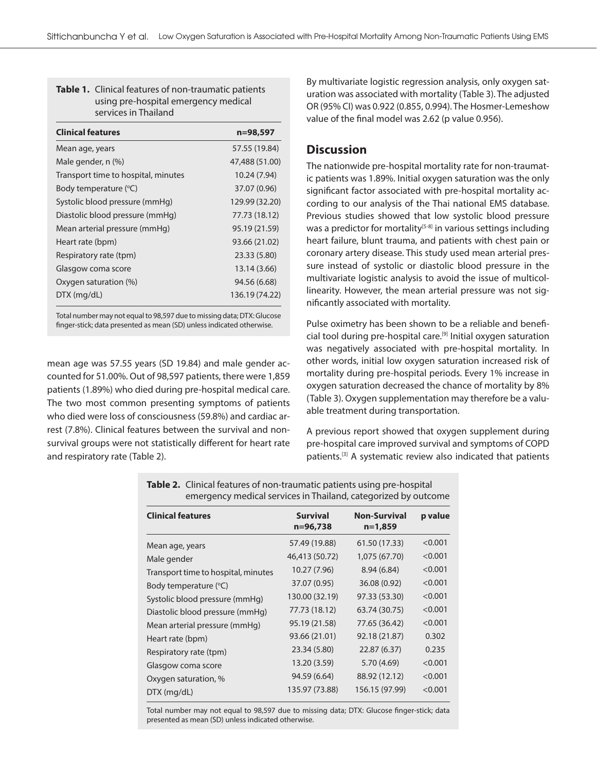**Table 1.** Clinical features of non-traumatic patients using pre-hospital emergency medical services in Thailand

| Clinical features | n=98,597 |
|---|---|
| Mean age, years | 57.55 (19.84) |
| Male gender, n (%) | 47,488 (51.00) |
| Transport time to hospital, minutes | 10.24 (7.94) |
| Body temperature (°C) | 37.07 (0.96) |
| Systolic blood pressure (mmHg) | 129.99 (32.20) |
| Diastolic blood pressure (mmHg) | 77.73 (18.12) |
| Mean arterial pressure (mmHg) | 95.19 (21.59) |
| Heart rate (bpm) | 93.66 (21.02) |
| Respiratory rate (tpm) | 23.33 (5.80) |
| Glasgow coma score | 13.14 (3.66) |
| Oxygen saturation (%) | 94.56 (6.68) |
| DTX (mg/dL) | 136.19 (74.22) |

Total number may not equal to 98,597 due to missing data; DTX: Glucose finger-stick; data presented as mean (SD) unless indicated otherwise.

mean age was 57.55 years (SD 19.84) and male gender accounted for 51.00%. Out of 98,597 patients, there were 1,859 patients (1.89%) who died during pre-hospital medical care. The two most common presenting symptoms of patients who died were loss of consciousness (59.8%) and cardiac arrest (7.8%). Clinical features between the survival and non-survival groups were not statistically different for heart rate and respiratory rate (Table 2).

By multivariate logistic regression analysis, only oxygen saturation was associated with mortality (Table 3). The adjusted OR (95% CI) was 0.922 (0.855, 0.994). The Hosmer-Lemeshow value of the final model was 2.62 (p value 0.956).

## Discussion

The nationwide pre-hospital mortality rate for non-traumatic patients was 1.89%. Initial oxygen saturation was the only significant factor associated with pre-hospital mortality according to our analysis of the Thai national EMS database. Previous studies showed that low systolic blood pressure was a predictor for mortality[5-8] in various settings including heart failure, blunt trauma, and patients with chest pain or coronary artery disease. This study used mean arterial pressure instead of systolic or diastolic blood pressure in the multivariate logistic analysis to avoid the issue of multicollinearity. However, the mean arterial pressure was not significantly associated with mortality.

Pulse oximetry has been shown to be a reliable and beneficial tool during pre-hospital care.[9] Initial oxygen saturation was negatively associated with pre-hospital mortality. In other words, initial low oxygen saturation increased risk of mortality during pre-hospital periods. Every 1% increase in oxygen saturation decreased the chance of mortality by 8% (Table 3). Oxygen supplementation may therefore be a valuable treatment during transportation.

A previous report showed that oxygen supplement during pre-hospital care improved survival and symptoms of COPD patients.[3] A systematic review also indicated that patients

**Table 2.** Clinical features of non-traumatic patients using pre-hospital emergency medical services in Thailand, categorized by outcome

| Clinical features | Survival n=96,738 | Non-Survival n=1,859 | p value |
|---|---|---|---|
| Mean age, years | 57.49 (19.88) | 61.50 (17.33) | <0.001 |
| Male gender | 46,413 (50.72) | 1,075 (67.70) | <0.001 |
| Transport time to hospital, minutes | 10.27 (7.96) | 8.94 (6.84) | <0.001 |
| Body temperature (°C) | 37.07 (0.95) | 36.08 (0.92) | <0.001 |
| Systolic blood pressure (mmHg) | 130.00 (32.19) | 97.33 (53.30) | <0.001 |
| Diastolic blood pressure (mmHg) | 77.73 (18.12) | 63.74 (30.75) | <0.001 |
| Mean arterial pressure (mmHg) | 95.19 (21.58) | 77.65 (36.42) | <0.001 |
| Heart rate (bpm) | 93.66 (21.01) | 92.18 (21.87) | 0.302 |
| Respiratory rate (tpm) | 23.34 (5.80) | 22.87 (6.37) | 0.235 |
| Glasgow coma score | 13.20 (3.59) | 5.70 (4.69) | <0.001 |
| Oxygen saturation, % | 94.59 (6.64) | 88.92 (12.12) | <0.001 |
| DTX (mg/dL) | 135.97 (73.88) | 156.15 (97.99) | <0.001 |

Total number may not equal to 98,597 due to missing data; DTX: Glucose finger-stick; data presented as mean (SD) unless indicated otherwise.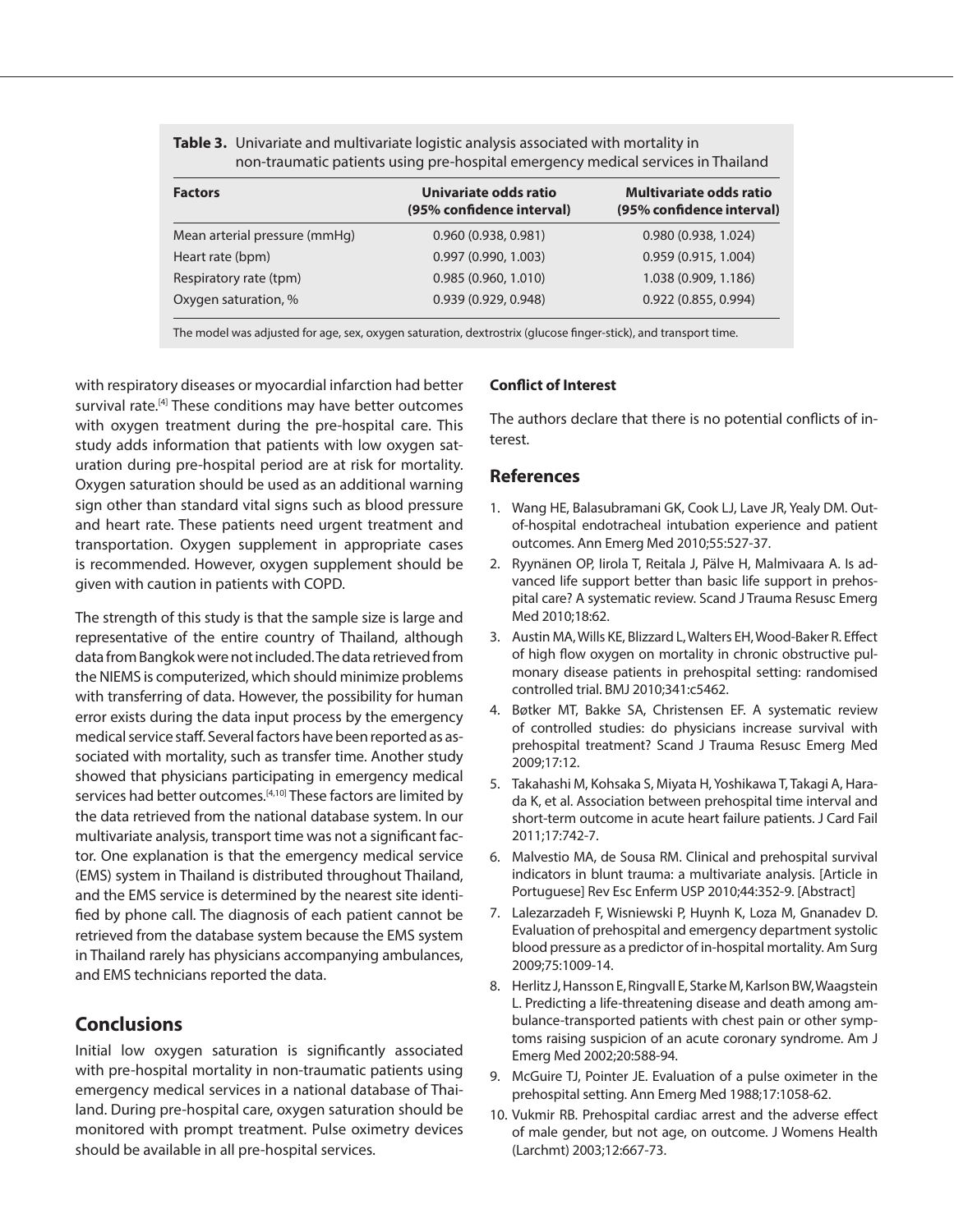**Table 3.** Univariate and multivariate logistic analysis associated with mortality in non-traumatic patients using pre-hospital emergency medical services in Thailand

| Factors | Univariate odds ratio (95% confidence interval) | Multivariate odds ratio (95% confidence interval) |
|---|---|---|
| Mean arterial pressure (mmHg) | 0.960 (0.938, 0.981) | 0.980 (0.938, 1.024) |
| Heart rate (bpm) | 0.997 (0.990, 1.003) | 0.959 (0.915, 1.004) |
| Respiratory rate (tpm) | 0.985 (0.960, 1.010) | 1.038 (0.909, 1.186) |
| Oxygen saturation, % | 0.939 (0.929, 0.948) | 0.922 (0.855, 0.994) |

The model was adjusted for age, sex, oxygen saturation, dextrostrix (glucose finger-stick), and transport time.

with respiratory diseases or myocardial infarction had better survival rate.[4] These conditions may have better outcomes with oxygen treatment during the pre-hospital care. This study adds information that patients with low oxygen saturation during pre-hospital period are at risk for mortality. Oxygen saturation should be used as an additional warning sign other than standard vital signs such as blood pressure and heart rate. These patients need urgent treatment and transportation. Oxygen supplement in appropriate cases is recommended. However, oxygen supplement should be given with caution in patients with COPD.

The strength of this study is that the sample size is large and representative of the entire country of Thailand, although data from Bangkok were not included. The data retrieved from the NIEMS is computerized, which should minimize problems with transferring of data. However, the possibility for human error exists during the data input process by the emergency medical service staff. Several factors have been reported as associated with mortality, such as transfer time. Another study showed that physicians participating in emergency medical services had better outcomes.[4,10] These factors are limited by the data retrieved from the national database system. In our multivariate analysis, transport time was not a significant factor. One explanation is that the emergency medical service (EMS) system in Thailand is distributed throughout Thailand, and the EMS service is determined by the nearest site identified by phone call. The diagnosis of each patient cannot be retrieved from the database system because the EMS system in Thailand rarely has physicians accompanying ambulances, and EMS technicians reported the data.

## Conclusions

Initial low oxygen saturation is significantly associated with pre-hospital mortality in non-traumatic patients using emergency medical services in a national database of Thailand. During pre-hospital care, oxygen saturation should be monitored with prompt treatment. Pulse oximetry devices should be available in all pre-hospital services.

#### Conflict of Interest

The authors declare that there is no potential conflicts of interest.

## References

1. Wang HE, Balasubramani GK, Cook LJ, Lave JR, Yealy DM. Out-of-hospital endotracheal intubation experience and patient outcomes. Ann Emerg Med 2010;55:527-37.
2. Ryynänen OP, Iirola T, Reitala J, Pälve H, Malmivaara A. Is advanced life support better than basic life support in prehospital care? A systematic review. Scand J Trauma Resusc Emerg Med 2010;18:62.
3. Austin MA, Wills KE, Blizzard L, Walters EH, Wood-Baker R. Effect of high flow oxygen on mortality in chronic obstructive pulmonary disease patients in prehospital setting: randomised controlled trial. BMJ 2010;341:c5462.
4. Bøtker MT, Bakke SA, Christensen EF. A systematic review of controlled studies: do physicians increase survival with prehospital treatment? Scand J Trauma Resusc Emerg Med 2009;17:12.
5. Takahashi M, Kohsaka S, Miyata H, Yoshikawa T, Takagi A, Harada K, et al. Association between prehospital time interval and short-term outcome in acute heart failure patients. J Card Fail 2011;17:742-7.
6. Malvestio MA, de Sousa RM. Clinical and prehospital survival indicators in blunt trauma: a multivariate analysis. [Article in Portuguese] Rev Esc Enferm USP 2010;44:352-9. [Abstract]
7. Lalezarzadeh F, Wisniewski P, Huynh K, Loza M, Gnanadev D. Evaluation of prehospital and emergency department systolic blood pressure as a predictor of in-hospital mortality. Am Surg 2009;75:1009-14.
8. Herlitz J, Hansson E, Ringvall E, Starke M, Karlson BW, Waagstein L. Predicting a life-threatening disease and death among ambulance-transported patients with chest pain or other symptoms raising suspicion of an acute coronary syndrome. Am J Emerg Med 2002;20:588-94.
9. McGuire TJ, Pointer JE. Evaluation of a pulse oximeter in the prehospital setting. Ann Emerg Med 1988;17:1058-62.
10. Vukmir RB. Prehospital cardiac arrest and the adverse effect of male gender, but not age, on outcome. J Womens Health (Larchmt) 2003;12:667-73.